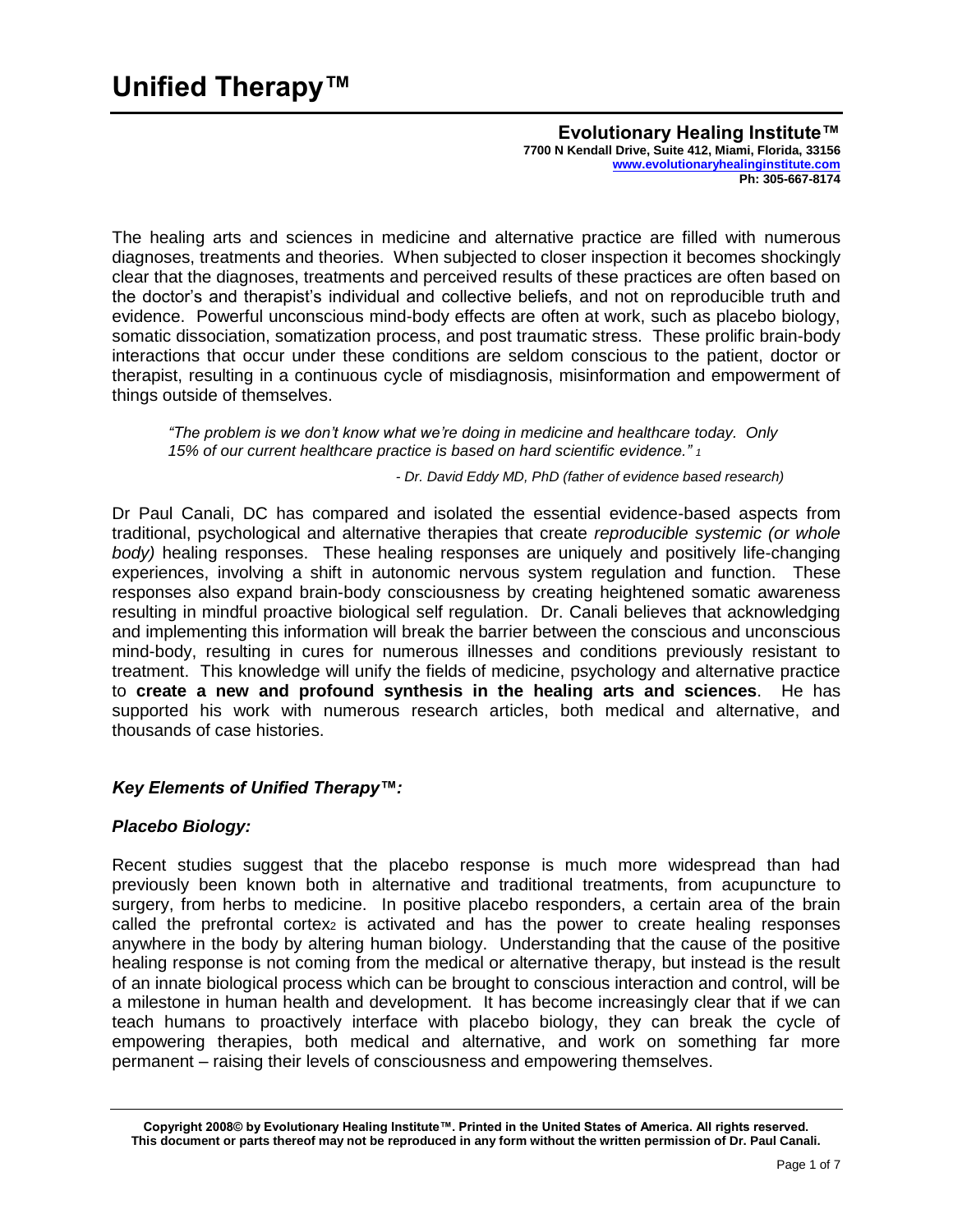# Unified Therapy™

**Evolutionary Healing Institute™**
**7700 N Kendall Drive, Suite 412, Miami, Florida, 33156**
**www.evolutionaryhealinginstitute.com**
**Ph: 305-667-8174**

The healing arts and sciences in medicine and alternative practice are filled with numerous diagnoses, treatments and theories. When subjected to closer inspection it becomes shockingly clear that the diagnoses, treatments and perceived results of these practices are often based on the doctor's and therapist's individual and collective beliefs, and not on reproducible truth and evidence. Powerful unconscious mind-body effects are often at work, such as placebo biology, somatic dissociation, somatization process, and post traumatic stress. These prolific brain-body interactions that occur under these conditions are seldom conscious to the patient, doctor or therapist, resulting in a continuous cycle of misdiagnosis, misinformation and empowerment of things outside of themselves.

> *"The problem is we don't know what we're doing in medicine and healthcare today. Only 15% of our current healthcare practice is based on hard scientific evidence."* [1]
>
> *- Dr. David Eddy MD, PhD (father of evidence based research)*

Dr Paul Canali, DC has compared and isolated the essential evidence-based aspects from traditional, psychological and alternative therapies that create *reproducible systemic (or whole body)* healing responses. These healing responses are uniquely and positively life-changing experiences, involving a shift in autonomic nervous system regulation and function. These responses also expand brain-body consciousness by creating heightened somatic awareness resulting in mindful proactive biological self regulation. Dr. Canali believes that acknowledging and implementing this information will break the barrier between the conscious and unconscious mind-body, resulting in cures for numerous illnesses and conditions previously resistant to treatment. This knowledge will unify the fields of medicine, psychology and alternative practice to **create a new and profound synthesis in the healing arts and sciences**. He has supported his work with numerous research articles, both medical and alternative, and thousands of case histories.

### *Key Elements of Unified Therapy™:*

### *Placebo Biology:*

Recent studies suggest that the placebo response is much more widespread than had previously been known both in alternative and traditional treatments, from acupuncture to surgery, from herbs to medicine. In positive placebo responders, a certain area of the brain called the prefrontal cortex[2] is activated and has the power to create healing responses anywhere in the body by altering human biology. Understanding that the cause of the positive healing response is not coming from the medical or alternative therapy, but instead is the result of an innate biological process which can be brought to conscious interaction and control, will be a milestone in human health and development. It has become increasingly clear that if we can teach humans to proactively interface with placebo biology, they can break the cycle of empowering therapies, both medical and alternative, and work on something far more permanent – raising their levels of consciousness and empowering themselves.

**Copyright 2008© by Evolutionary Healing Institute™. Printed in the United States of America. All rights reserved. This document or parts thereof may not be reproduced in any form without the written permission of Dr. Paul Canali.**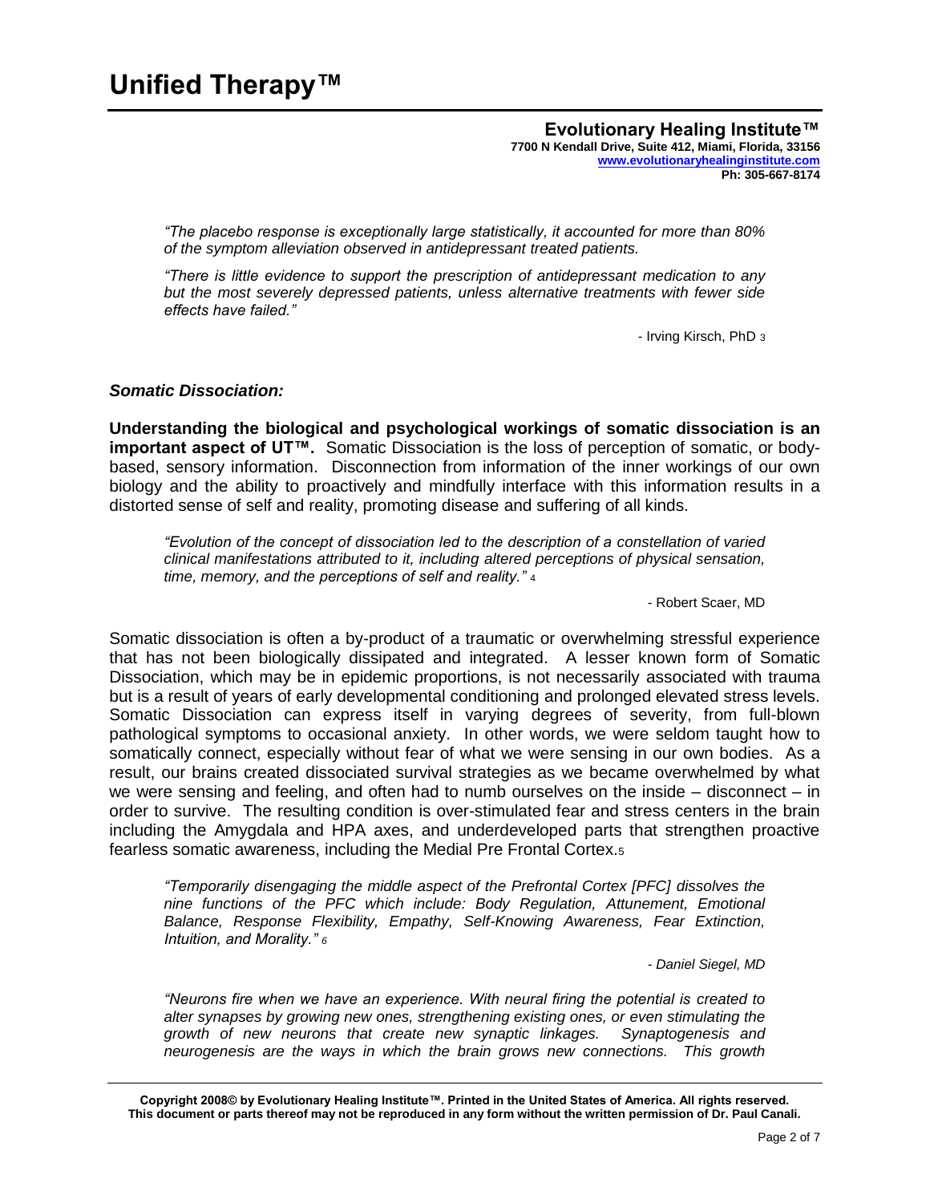*"The placebo response is exceptionally large statistically, it accounted for more than 80% of the symptom alleviation observed in antidepressant treated patients.*

*"There is little evidence to support the prescription of antidepressant medication to any but the most severely depressed patients, unless alternative treatments with fewer side effects have failed."*

- Irving Kirsch, PhD [3]

### ***Somatic Dissociation:***

**Understanding the biological and psychological workings of somatic dissociation is an important aspect of UT™.** Somatic Dissociation is the loss of perception of somatic, or body-based, sensory information. Disconnection from information of the inner workings of our own biology and the ability to proactively and mindfully interface with this information results in a distorted sense of self and reality, promoting disease and suffering of all kinds.

*"Evolution of the concept of dissociation led to the description of a constellation of varied clinical manifestations attributed to it, including altered perceptions of physical sensation, time, memory, and the perceptions of self and reality."* [4]

- Robert Scaer, MD

Somatic dissociation is often a by-product of a traumatic or overwhelming stressful experience that has not been biologically dissipated and integrated. A lesser known form of Somatic Dissociation, which may be in epidemic proportions, is not necessarily associated with trauma but is a result of years of early developmental conditioning and prolonged elevated stress levels. Somatic Dissociation can express itself in varying degrees of severity, from full-blown pathological symptoms to occasional anxiety. In other words, we were seldom taught how to somatically connect, especially without fear of what we were sensing in our own bodies. As a result, our brains created dissociated survival strategies as we became overwhelmed by what we were sensing and feeling, and often had to numb ourselves on the inside – disconnect – in order to survive. The resulting condition is over-stimulated fear and stress centers in the brain including the Amygdala and HPA axes, and underdeveloped parts that strengthen proactive fearless somatic awareness, including the Medial Pre Frontal Cortex.[5]

*"Temporarily disengaging the middle aspect of the Prefrontal Cortex [PFC] dissolves the nine functions of the PFC which include: Body Regulation, Attunement, Emotional Balance, Response Flexibility, Empathy, Self-Knowing Awareness, Fear Extinction, Intuition, and Morality."* [6]

*- Daniel Siegel, MD*

*"Neurons fire when we have an experience. With neural firing the potential is created to alter synapses by growing new ones, strengthening existing ones, or even stimulating the growth of new neurons that create new synaptic linkages. Synaptogenesis and neurogenesis are the ways in which the brain grows new connections. This growth*

Copyright 2008© by Evolutionary Healing Institute™. Printed in the United States of America. All rights reserved. This document or parts thereof may not be reproduced in any form without the written permission of Dr. Paul Canali.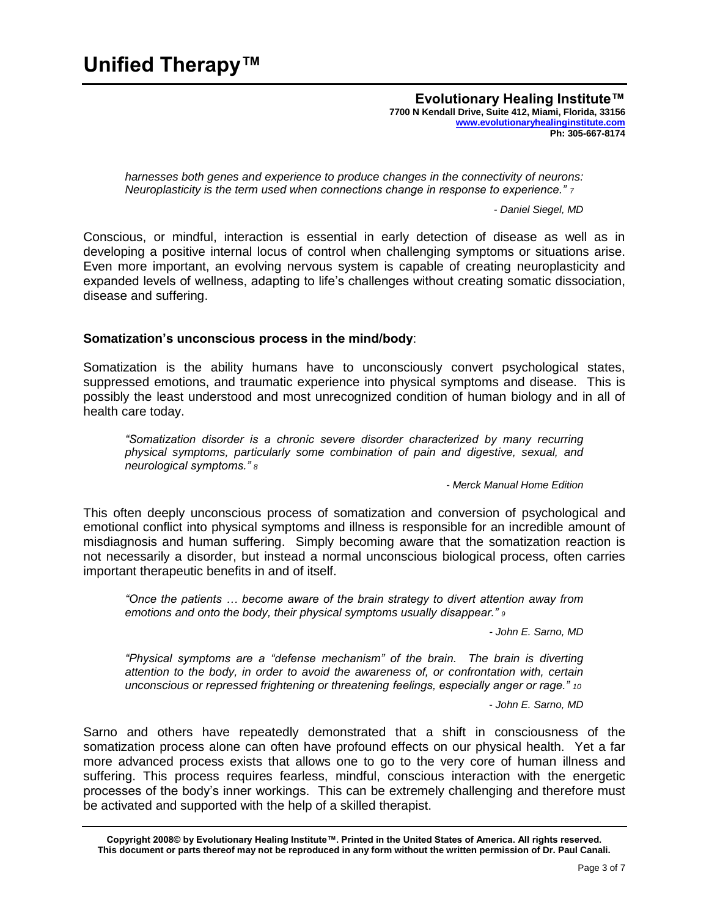> *harnesses both genes and experience to produce changes in the connectivity of neurons: Neuroplasticity is the term used when connections change in response to experience."* [7]
>
> *- Daniel Siegel, MD*

Conscious, or mindful, interaction is essential in early detection of disease as well as in developing a positive internal locus of control when challenging symptoms or situations arise. Even more important, an evolving nervous system is capable of creating neuroplasticity and expanded levels of wellness, adapting to life's challenges without creating somatic dissociation, disease and suffering.

**Somatization's unconscious process in the mind/body**:

Somatization is the ability humans have to unconsciously convert psychological states, suppressed emotions, and traumatic experience into physical symptoms and disease. This is possibly the least understood and most unrecognized condition of human biology and in all of health care today.

> *"Somatization disorder is a chronic severe disorder characterized by many recurring physical symptoms, particularly some combination of pain and digestive, sexual, and neurological symptoms."* [8]
>
> *- Merck Manual Home Edition*

This often deeply unconscious process of somatization and conversion of psychological and emotional conflict into physical symptoms and illness is responsible for an incredible amount of misdiagnosis and human suffering. Simply becoming aware that the somatization reaction is not necessarily a disorder, but instead a normal unconscious biological process, often carries important therapeutic benefits in and of itself.

> *"Once the patients … become aware of the brain strategy to divert attention away from emotions and onto the body, their physical symptoms usually disappear."* [9]
>
> *- John E. Sarno, MD*

> *"Physical symptoms are a "defense mechanism" of the brain. The brain is diverting attention to the body, in order to avoid the awareness of, or confrontation with, certain unconscious or repressed frightening or threatening feelings, especially anger or rage."* [10]
>
> *- John E. Sarno, MD*

Sarno and others have repeatedly demonstrated that a shift in consciousness of the somatization process alone can often have profound effects on our physical health. Yet a far more advanced process exists that allows one to go to the very core of human illness and suffering. This process requires fearless, mindful, conscious interaction with the energetic processes of the body's inner workings. This can be extremely challenging and therefore must be activated and supported with the help of a skilled therapist.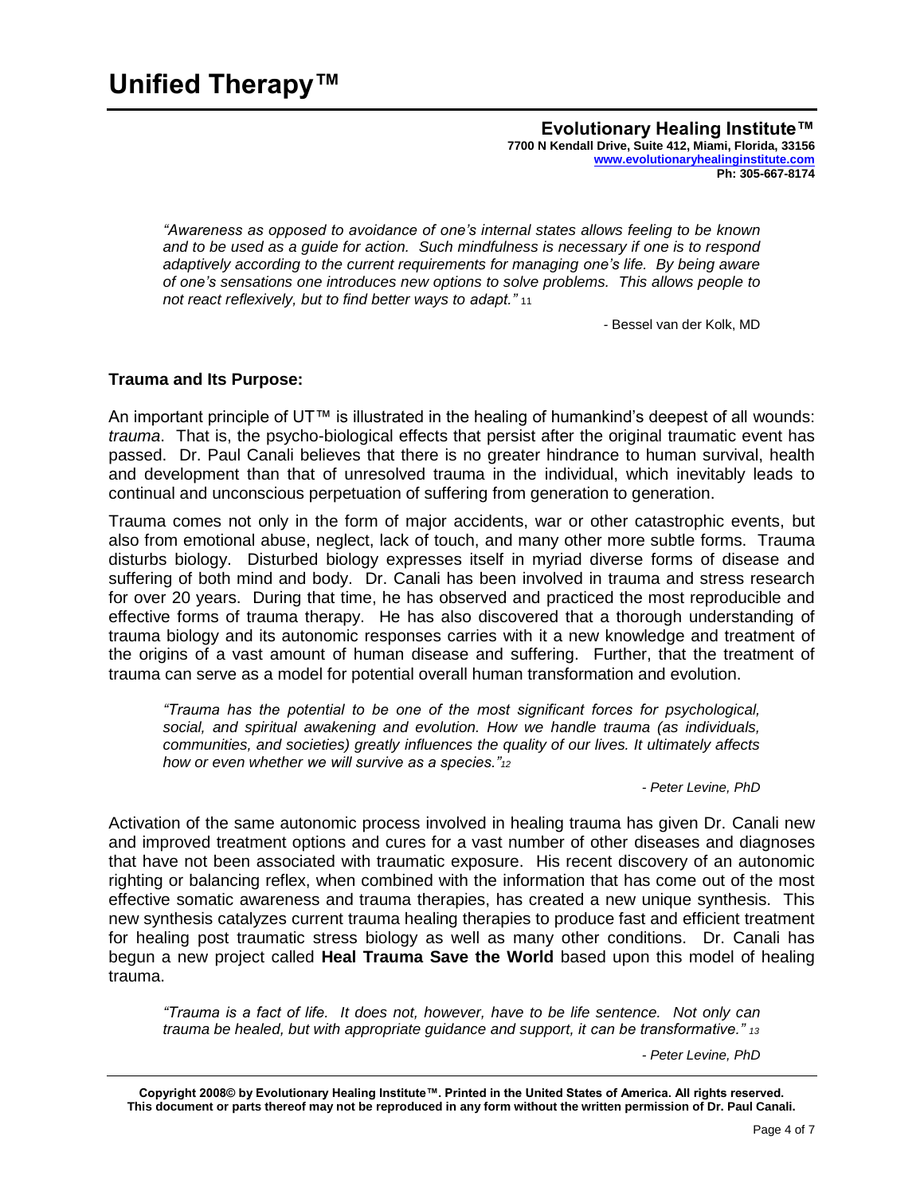“Awareness as opposed to avoidance of one’s internal states allows feeling to be known and to be used as a guide for action. Such mindfulness is necessary if one is to respond adaptively according to the current requirements for managing one’s life. By being aware of one’s sensations one introduces new options to solve problems. This allows people to not react reflexively, but to find better ways to adapt.” [11]

- Bessel van der Kolk, MD

**Trauma and Its Purpose:**

An important principle of UT™ is illustrated in the healing of humankind’s deepest of all wounds: *trauma*. That is, the psycho-biological effects that persist after the original traumatic event has passed. Dr. Paul Canali believes that there is no greater hindrance to human survival, health and development than that of unresolved trauma in the individual, which inevitably leads to continual and unconscious perpetuation of suffering from generation to generation.

Trauma comes not only in the form of major accidents, war or other catastrophic events, but also from emotional abuse, neglect, lack of touch, and many other more subtle forms. Trauma disturbs biology. Disturbed biology expresses itself in myriad diverse forms of disease and suffering of both mind and body. Dr. Canali has been involved in trauma and stress research for over 20 years. During that time, he has observed and practiced the most reproducible and effective forms of trauma therapy. He has also discovered that a thorough understanding of trauma biology and its autonomic responses carries with it a new knowledge and treatment of the origins of a vast amount of human disease and suffering. Further, that the treatment of trauma can serve as a model for potential overall human transformation and evolution.

*“Trauma has the potential to be one of the most significant forces for psychological, social, and spiritual awakening and evolution. How we handle trauma (as individuals, communities, and societies) greatly influences the quality of our lives. It ultimately affects how or even whether we will survive as a species.”*[12]

*- Peter Levine, PhD*

Activation of the same autonomic process involved in healing trauma has given Dr. Canali new and improved treatment options and cures for a vast number of other diseases and diagnoses that have not been associated with traumatic exposure. His recent discovery of an autonomic righting or balancing reflex, when combined with the information that has come out of the most effective somatic awareness and trauma therapies, has created a new unique synthesis. This new synthesis catalyzes current trauma healing therapies to produce fast and efficient treatment for healing post traumatic stress biology as well as many other conditions. Dr. Canali has begun a new project called **Heal Trauma Save the World** based upon this model of healing trauma.

*“Trauma is a fact of life. It does not, however, have to be life sentence. Not only can trauma be healed, but with appropriate guidance and support, it can be transformative.”* [13]

*- Peter Levine, PhD*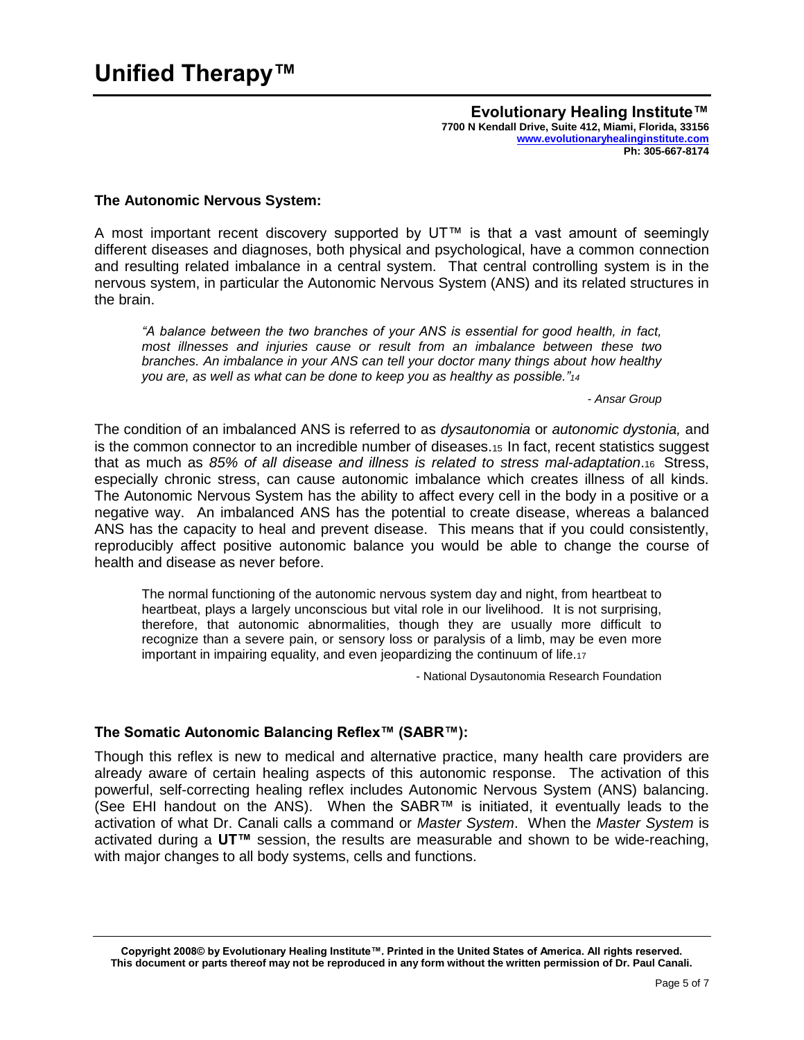## The Autonomic Nervous System:

A most important recent discovery supported by UT™ is that a vast amount of seemingly different diseases and diagnoses, both physical and psychological, have a common connection and resulting related imbalance in a central system. That central controlling system is in the nervous system, in particular the Autonomic Nervous System (ANS) and its related structures in the brain.

> *"A balance between the two branches of your ANS is essential for good health, in fact, most illnesses and injuries cause or result from an imbalance between these two branches. An imbalance in your ANS can tell your doctor many things about how healthy you are, as well as what can be done to keep you as healthy as possible."*[14]
>
> *- Ansar Group*

The condition of an imbalanced ANS is referred to as *dysautonomia* or *autonomic dystonia,* and is the common connector to an incredible number of diseases.[15] In fact, recent statistics suggest that as much as *85% of all disease and illness is related to stress mal-adaptation*.[16] Stress, especially chronic stress, can cause autonomic imbalance which creates illness of all kinds. The Autonomic Nervous System has the ability to affect every cell in the body in a positive or a negative way. An imbalanced ANS has the potential to create disease, whereas a balanced ANS has the capacity to heal and prevent disease. This means that if you could consistently, reproducibly affect positive autonomic balance you would be able to change the course of health and disease as never before.

> The normal functioning of the autonomic nervous system day and night, from heartbeat to heartbeat, plays a largely unconscious but vital role in our livelihood. It is not surprising, therefore, that autonomic abnormalities, though they are usually more difficult to recognize than a severe pain, or sensory loss or paralysis of a limb, may be even more important in impairing equality, and even jeopardizing the continuum of life.[17]
>
> - National Dysautonomia Research Foundation

## The Somatic Autonomic Balancing Reflex™ (SABR™):

Though this reflex is new to medical and alternative practice, many health care providers are already aware of certain healing aspects of this autonomic response. The activation of this powerful, self-correcting healing reflex includes Autonomic Nervous System (ANS) balancing. (See EHI handout on the ANS). When the SABR™ is initiated, it eventually leads to the activation of what Dr. Canali calls a command or *Master System*. When the *Master System* is activated during a **UT™** session, the results are measurable and shown to be wide-reaching, with major changes to all body systems, cells and functions.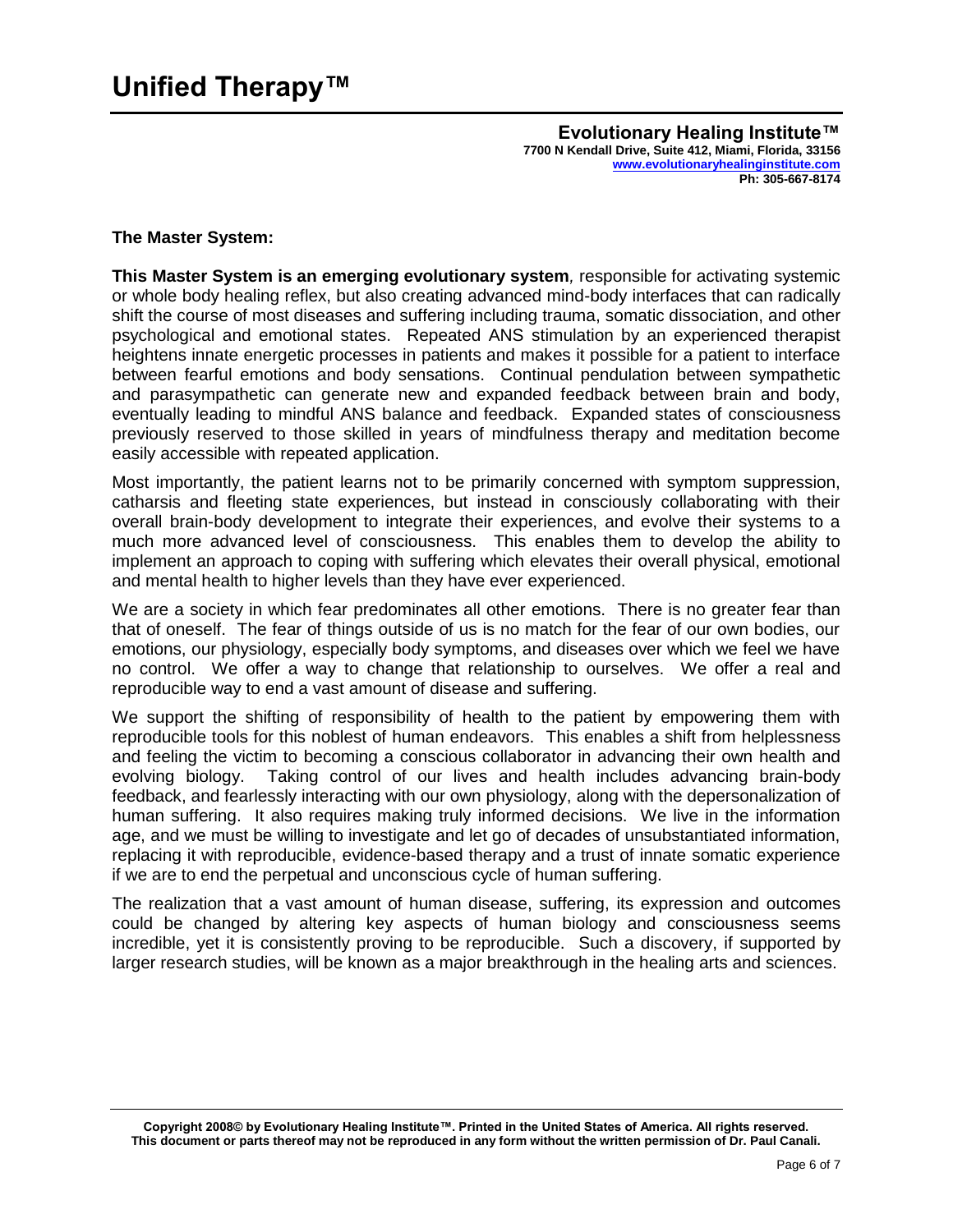## The Master System:

**This Master System is an emerging evolutionary system**, responsible for activating systemic or whole body healing reflex, but also creating advanced mind-body interfaces that can radically shift the course of most diseases and suffering including trauma, somatic dissociation, and other psychological and emotional states. Repeated ANS stimulation by an experienced therapist heightens innate energetic processes in patients and makes it possible for a patient to interface between fearful emotions and body sensations. Continual pendulation between sympathetic and parasympathetic can generate new and expanded feedback between brain and body, eventually leading to mindful ANS balance and feedback. Expanded states of consciousness previously reserved to those skilled in years of mindfulness therapy and meditation become easily accessible with repeated application.

Most importantly, the patient learns not to be primarily concerned with symptom suppression, catharsis and fleeting state experiences, but instead in consciously collaborating with their overall brain-body development to integrate their experiences, and evolve their systems to a much more advanced level of consciousness. This enables them to develop the ability to implement an approach to coping with suffering which elevates their overall physical, emotional and mental health to higher levels than they have ever experienced.

We are a society in which fear predominates all other emotions. There is no greater fear than that of oneself. The fear of things outside of us is no match for the fear of our own bodies, our emotions, our physiology, especially body symptoms, and diseases over which we feel we have no control. We offer a way to change that relationship to ourselves. We offer a real and reproducible way to end a vast amount of disease and suffering.

We support the shifting of responsibility of health to the patient by empowering them with reproducible tools for this noblest of human endeavors. This enables a shift from helplessness and feeling the victim to becoming a conscious collaborator in advancing their own health and evolving biology. Taking control of our lives and health includes advancing brain-body feedback, and fearlessly interacting with our own physiology, along with the depersonalization of human suffering. It also requires making truly informed decisions. We live in the information age, and we must be willing to investigate and let go of decades of unsubstantiated information, replacing it with reproducible, evidence-based therapy and a trust of innate somatic experience if we are to end the perpetual and unconscious cycle of human suffering.

The realization that a vast amount of human disease, suffering, its expression and outcomes could be changed by altering key aspects of human biology and consciousness seems incredible, yet it is consistently proving to be reproducible. Such a discovery, if supported by larger research studies, will be known as a major breakthrough in the healing arts and sciences.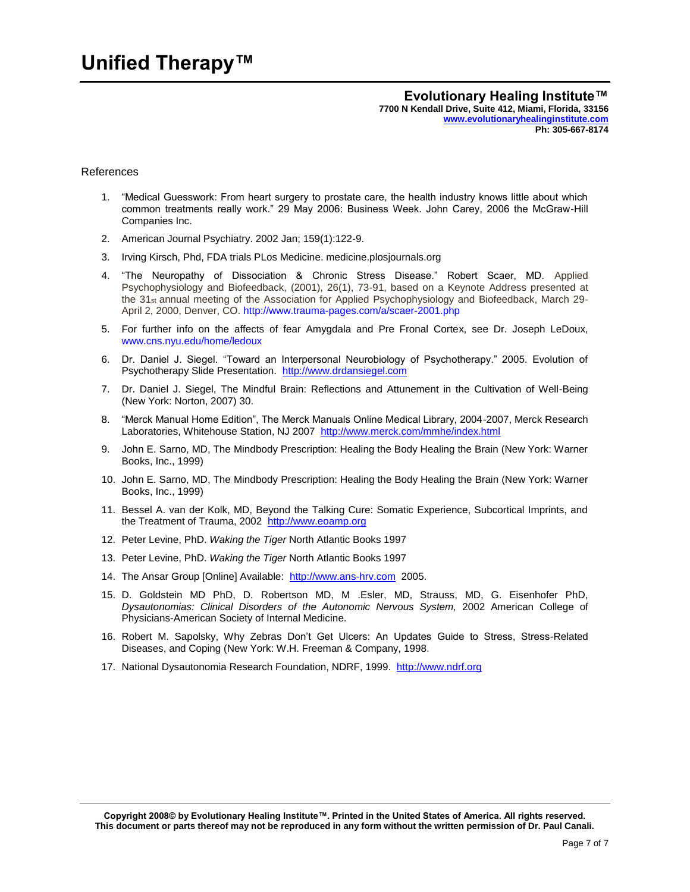# Unified Therapy™

**Evolutionary Healing Institute™**
**7700 N Kendall Drive, Suite 412, Miami, Florida, 33156**
**www.evolutionaryhealinginstitute.com**
**Ph: 305-667-8174**

References

1. "Medical Guesswork: From heart surgery to prostate care, the health industry knows little about which common treatments really work." 29 May 2006: Business Week. John Carey, 2006 the McGraw-Hill Companies Inc.
2. American Journal Psychiatry. 2002 Jan; 159(1):122-9.
3. Irving Kirsch, Phd, FDA trials PLos Medicine. medicine.plosjournals.org
4. "The Neuropathy of Dissociation & Chronic Stress Disease." Robert Scaer, MD. Applied Psychophysiology and Biofeedback, (2001), 26(1), 73-91, based on a Keynote Address presented at the 31st annual meeting of the Association for Applied Psychophysiology and Biofeedback, March 29-April 2, 2000, Denver, CO. http://www.trauma-pages.com/a/scaer-2001.php
5. For further info on the affects of fear Amygdala and Pre Fronal Cortex, see Dr. Joseph LeDoux, www.cns.nyu.edu/home/ledoux
6. Dr. Daniel J. Siegel. "Toward an Interpersonal Neurobiology of Psychotherapy." 2005. Evolution of Psychotherapy Slide Presentation. http://www.drdansiegel.com
7. Dr. Daniel J. Siegel, The Mindful Brain: Reflections and Attunement in the Cultivation of Well-Being (New York: Norton, 2007) 30.
8. "Merck Manual Home Edition", The Merck Manuals Online Medical Library, 2004-2007, Merck Research Laboratories, Whitehouse Station, NJ 2007 http://www.merck.com/mmhe/index.html
9. John E. Sarno, MD, The Mindbody Prescription: Healing the Body Healing the Brain (New York: Warner Books, Inc., 1999)
10. John E. Sarno, MD, The Mindbody Prescription: Healing the Body Healing the Brain (New York: Warner Books, Inc., 1999)
11. Bessel A. van der Kolk, MD, Beyond the Talking Cure: Somatic Experience, Subcortical Imprints, and the Treatment of Trauma, 2002 http://www.eoamp.org
12. Peter Levine, PhD. *Waking the Tiger* North Atlantic Books 1997
13. Peter Levine, PhD. *Waking the Tiger* North Atlantic Books 1997
14. The Ansar Group [Online] Available: http://www.ans-hrv.com 2005.
15. D. Goldstein MD PhD, D. Robertson MD, M .Esler, MD, Strauss, MD, G. Eisenhofer PhD, *Dysautonomias: Clinical Disorders of the Autonomic Nervous System,* 2002 American College of Physicians-American Society of Internal Medicine.
16. Robert M. Sapolsky, Why Zebras Don't Get Ulcers: An Updates Guide to Stress, Stress-Related Diseases, and Coping (New York: W.H. Freeman & Company, 1998.
17. National Dysautonomia Research Foundation, NDRF, 1999. http://www.ndrf.org

**Copyright 2008© by Evolutionary Healing Institute™. Printed in the United States of America. All rights reserved.**
**This document or parts thereof may not be reproduced in any form without the written permission of Dr. Paul Canali.**